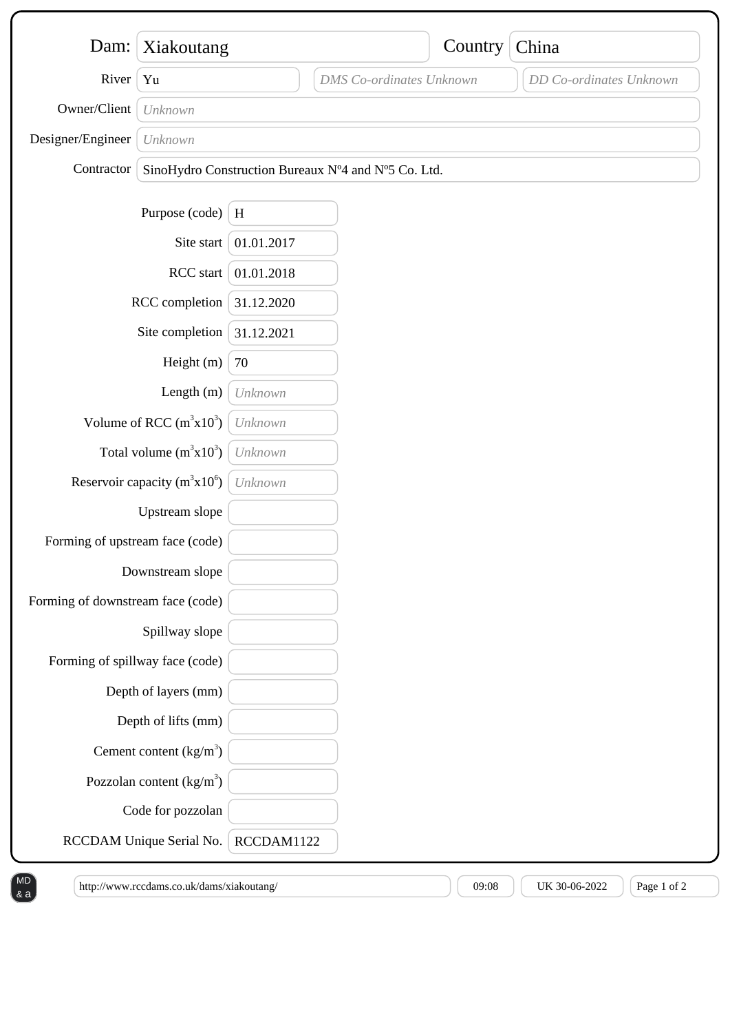| Field | Value |
| --- | --- |
| Dam: | Xiakoutang |
| Country | China |
| River | Yu |
| DMS Co-ordinates | *DMS Co-ordinates Unknown* |
| DD Co-ordinates | *DD Co-ordinates Unknown* |
| Owner/Client | *Unknown* |
| Designer/Engineer | *Unknown* |
| Contractor | SinoHydro Construction Bureaux Nº4 and Nº5 Co. Ltd. |

| Field | Value |
| --- | --- |
| Purpose (code) | H |
| Site start | 01.01.2017 |
| RCC start | 01.01.2018 |
| RCC completion | 31.12.2020 |
| Site completion | 31.12.2021 |
| Height (m) | 70 |
| Length (m) | *Unknown* |
| Volume of RCC ($m^3x10^3$) | *Unknown* |
| Total volume ($m^3x10^3$) | *Unknown* |
| Reservoir capacity ($m^3x10^6$) | *Unknown* |
| Upstream slope | |
| Forming of upstream face (code) | |
| Downstream slope | |
| Forming of downstream face (code) | |
| Spillway slope | |
| Forming of spillway face (code) | |
| Depth of layers (mm) | |
| Depth of lifts (mm) | |
| Cement content ($kg/m^3$) | |
| Pozzolan content ($kg/m^3$) | |
| Code for pozzolan | |
| RCCDAM Unique Serial No. | RCCDAM1122 |

http://www.rccdams.co.uk/dams/xiakoutang/ | 09:08 | UK 30-06-2022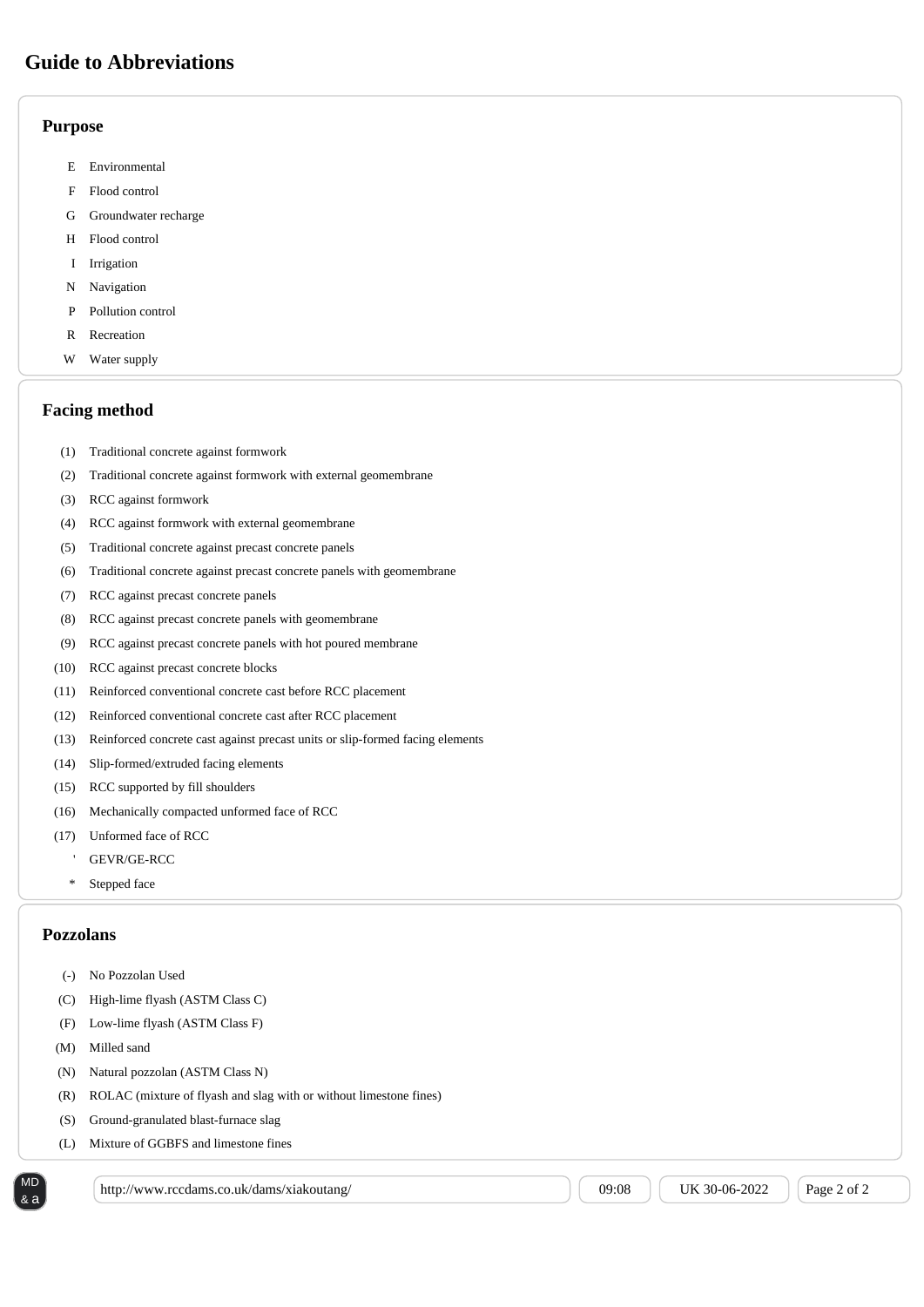# Guide to Abbreviations

## Purpose

- E Environmental
- F Flood control
- G Groundwater recharge
- H Flood control
- I Irrigation
- N Navigation
- P Pollution control
- R Recreation
- W Water supply

## Facing method

- (1) Traditional concrete against formwork
- (2) Traditional concrete against formwork with external geomembrane
- (3) RCC against formwork
- (4) RCC against formwork with external geomembrane
- (5) Traditional concrete against precast concrete panels
- (6) Traditional concrete against precast concrete panels with geomembrane
- (7) RCC against precast concrete panels
- (8) RCC against precast concrete panels with geomembrane
- (9) RCC against precast concrete panels with hot poured membrane
- (10) RCC against precast concrete blocks
- (11) Reinforced conventional concrete cast before RCC placement
- (12) Reinforced conventional concrete cast after RCC placement
- (13) Reinforced concrete cast against precast units or slip-formed facing elements
- (14) Slip-formed/extruded facing elements
- (15) RCC supported by fill shoulders
- (16) Mechanically compacted unformed face of RCC
- (17) Unformed face of RCC
- ' GEVR/GE-RCC
- * Stepped face

## Pozzolans

- (-) No Pozzolan Used
- (C) High-lime flyash (ASTM Class C)
- (F) Low-lime flyash (ASTM Class F)
- (M) Milled sand
- (N) Natural pozzolan (ASTM Class N)
- (R) ROLAC (mixture of flyash and slag with or without limestone fines)
- (S) Ground-granulated blast-furnace slag
- (L) Mixture of GGBFS and limestone fines